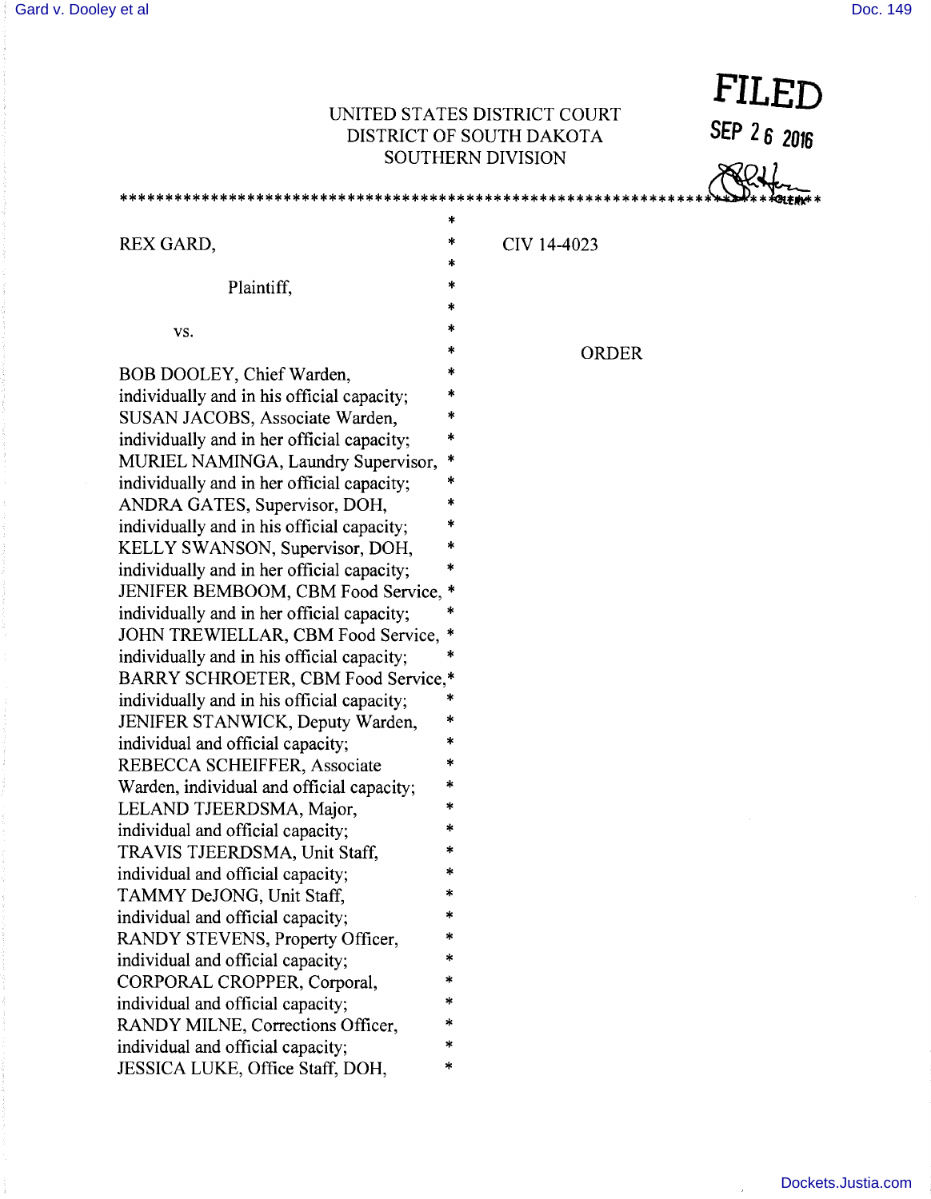UNITED STATES DISTRICT COURT
DISTRICT OF SOUTH DAKOTA
SOUTHERN DIVISION

**FILED**
**SEP 26 2016**

CLERK

REX GARD,

Plaintiff,

vs.

BOB DOOLEY, Chief Warden, individually and in his official capacity;
SUSAN JACOBS, Associate Warden, individually and in her official capacity;
MURIEL NAMINGA, Laundry Supervisor, individually and in her official capacity;
ANDRA GATES, Supervisor, DOH, individually and in his official capacity;
KELLY SWANSON, Supervisor, DOH, individually and in her official capacity;
JENIFER BEMBOOM, CBM Food Service, individually and in her official capacity;
JOHN TREWIELLAR, CBM Food Service, individually and in his official capacity;
BARRY SCHROETER, CBM Food Service, individually and in his official capacity;
JENIFER STANWICK, Deputy Warden, individual and official capacity;
REBECCA SCHEIFFER, Associate Warden, individual and official capacity;
LELAND TJEERDSMA, Major, individual and official capacity;
TRAVIS TJEERDSMA, Unit Staff, individual and official capacity;
TAMMY DeJONG, Unit Staff, individual and official capacity;
RANDY STEVENS, Property Officer, individual and official capacity;
CORPORAL CROPPER, Corporal, individual and official capacity;
RANDY MILNE, Corrections Officer, individual and official capacity;
JESSICA LUKE, Office Staff, DOH,

CIV 14-4023

ORDER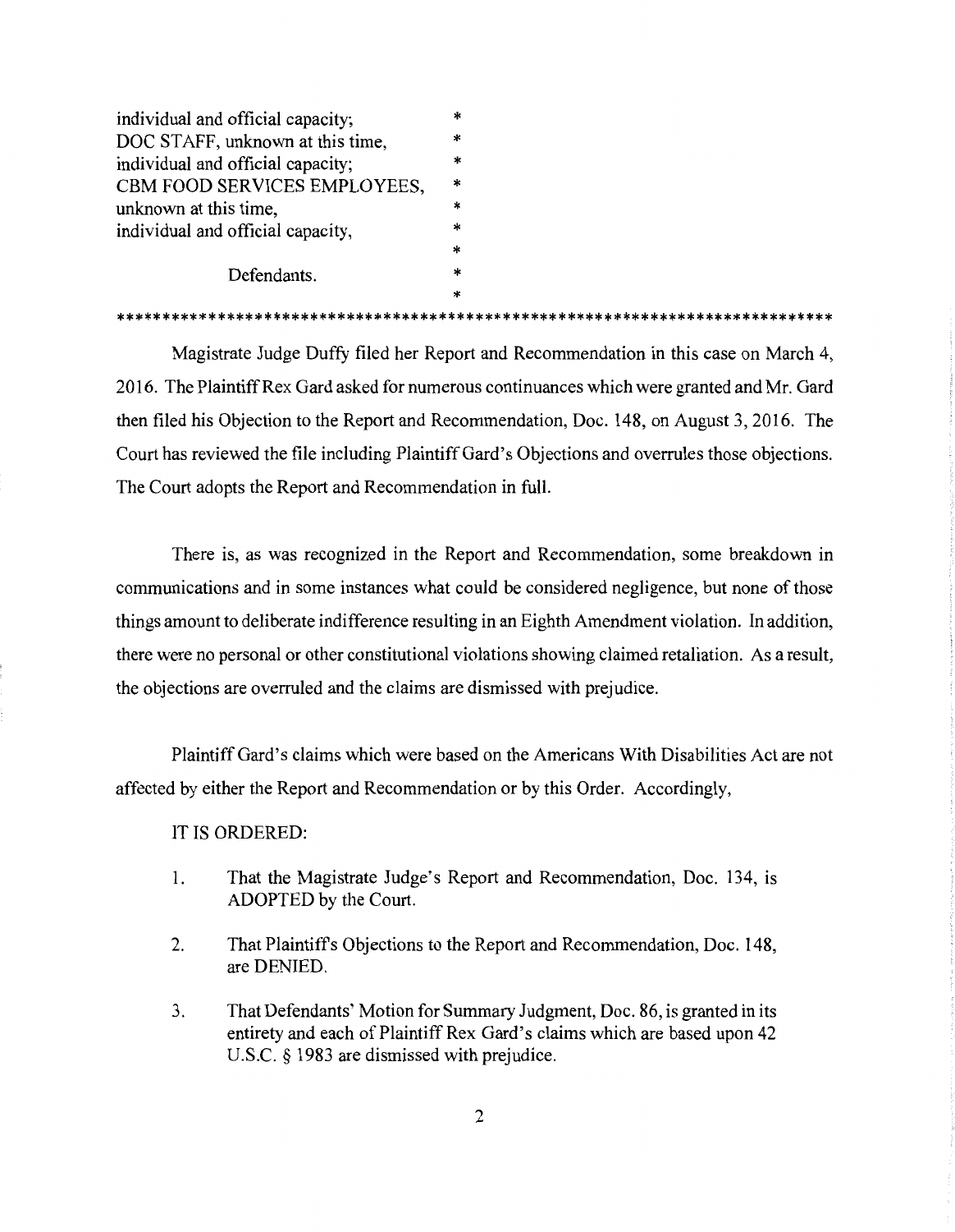individual and official capacity; *
DOC STAFF, unknown at this time, *
individual and official capacity; *
CBM FOOD SERVICES EMPLOYEES, *
unknown at this time, *
individual and official capacity, *
*
Defendants. *
*

******************************************************************************

Magistrate Judge Duffy filed her Report and Recommendation in this case on March 4, 2016. The Plaintiff Rex Gard asked for numerous continuances which were granted and Mr. Gard then filed his Objection to the Report and Recommendation, Doc. 148, on August 3, 2016. The Court has reviewed the file including Plaintiff Gard's Objections and overrules those objections. The Court adopts the Report and Recommendation in full.

There is, as was recognized in the Report and Recommendation, some breakdown in communications and in some instances what could be considered negligence, but none of those things amount to deliberate indifference resulting in an Eighth Amendment violation. In addition, there were no personal or other constitutional violations showing claimed retaliation. As a result, the objections are overruled and the claims are dismissed with prejudice.

Plaintiff Gard's claims which were based on the Americans With Disabilities Act are not affected by either the Report and Recommendation or by this Order. Accordingly,

IT IS ORDERED:

1. That the Magistrate Judge's Report and Recommendation, Doc. 134, is ADOPTED by the Court.

2. That Plaintiff's Objections to the Report and Recommendation, Doc. 148, are DENIED.

3. That Defendants' Motion for Summary Judgment, Doc. 86, is granted in its entirety and each of Plaintiff Rex Gard's claims which are based upon 42 U.S.C. § 1983 are dismissed with prejudice.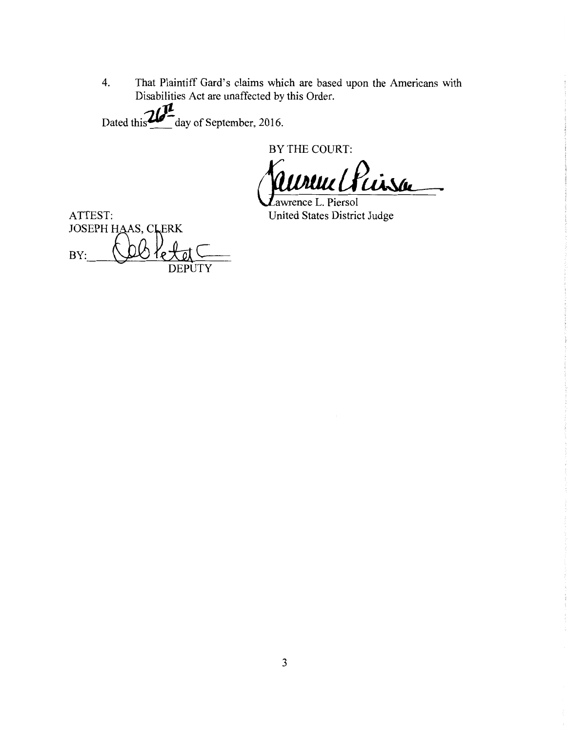4. That Plaintiff Gard's claims which are based upon the Americans with Disabilities Act are unaffected by this Order.

Dated this 26th day of September, 2016.

BY THE COURT:

Lawrence L. Piersol
United States District Judge

ATTEST:
JOSEPH HAAS, CLERK

BY: ______________________
DEPUTY